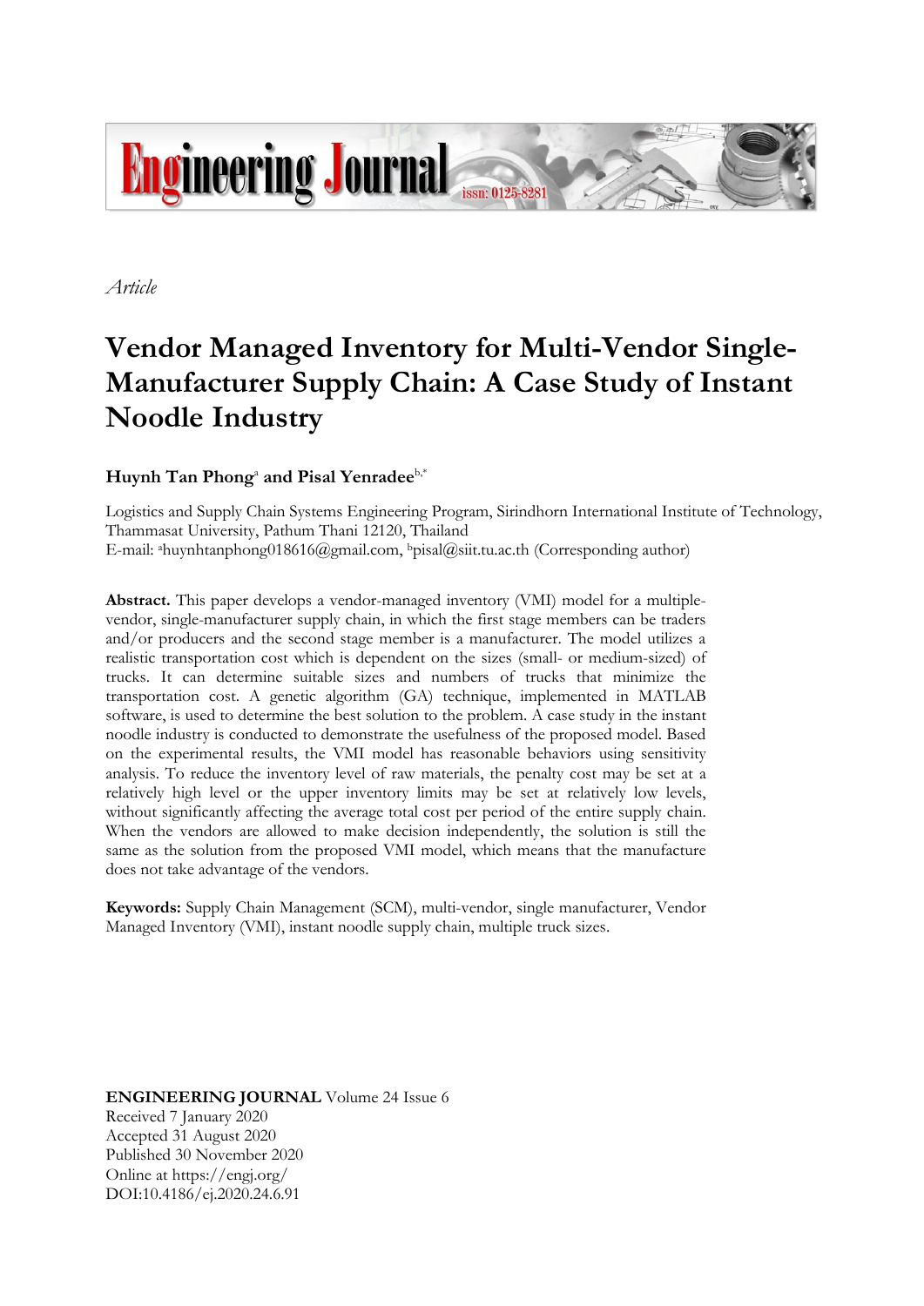*Article*

# Vendor Managed Inventory for Multi-Vendor Single-Manufacturer Supply Chain: A Case Study of Instant Noodle Industry

**Huynh Tan Phong**[a] **and Pisal Yenradee**[b,*]

Logistics and Supply Chain Systems Engineering Program, Sirindhorn International Institute of Technology, Thammasat University, Pathum Thani 12120, Thailand
E-mail: [a]huynhtanphong018616@gmail.com, [b]pisal@siit.tu.ac.th (Corresponding author)

**Abstract.** This paper develops a vendor-managed inventory (VMI) model for a multiple-vendor, single-manufacturer supply chain, in which the first stage members can be traders and/or producers and the second stage member is a manufacturer. The model utilizes a realistic transportation cost which is dependent on the sizes (small- or medium-sized) of trucks. It can determine suitable sizes and numbers of trucks that minimize the transportation cost. A genetic algorithm (GA) technique, implemented in MATLAB software, is used to determine the best solution to the problem. A case study in the instant noodle industry is conducted to demonstrate the usefulness of the proposed model. Based on the experimental results, the VMI model has reasonable behaviors using sensitivity analysis. To reduce the inventory level of raw materials, the penalty cost may be set at a relatively high level or the upper inventory limits may be set at relatively low levels, without significantly affecting the average total cost per period of the entire supply chain. When the vendors are allowed to make decision independently, the solution is still the same as the solution from the proposed VMI model, which means that the manufacture does not take advantage of the vendors.

**Keywords:** Supply Chain Management (SCM), multi-vendor, single manufacturer, Vendor Managed Inventory (VMI), instant noodle supply chain, multiple truck sizes.

**ENGINEERING JOURNAL** Volume 24 Issue 6
Received 7 January 2020
Accepted 31 August 2020
Published 30 November 2020
Online at https://engj.org/
DOI:10.4186/ej.2020.24.6.91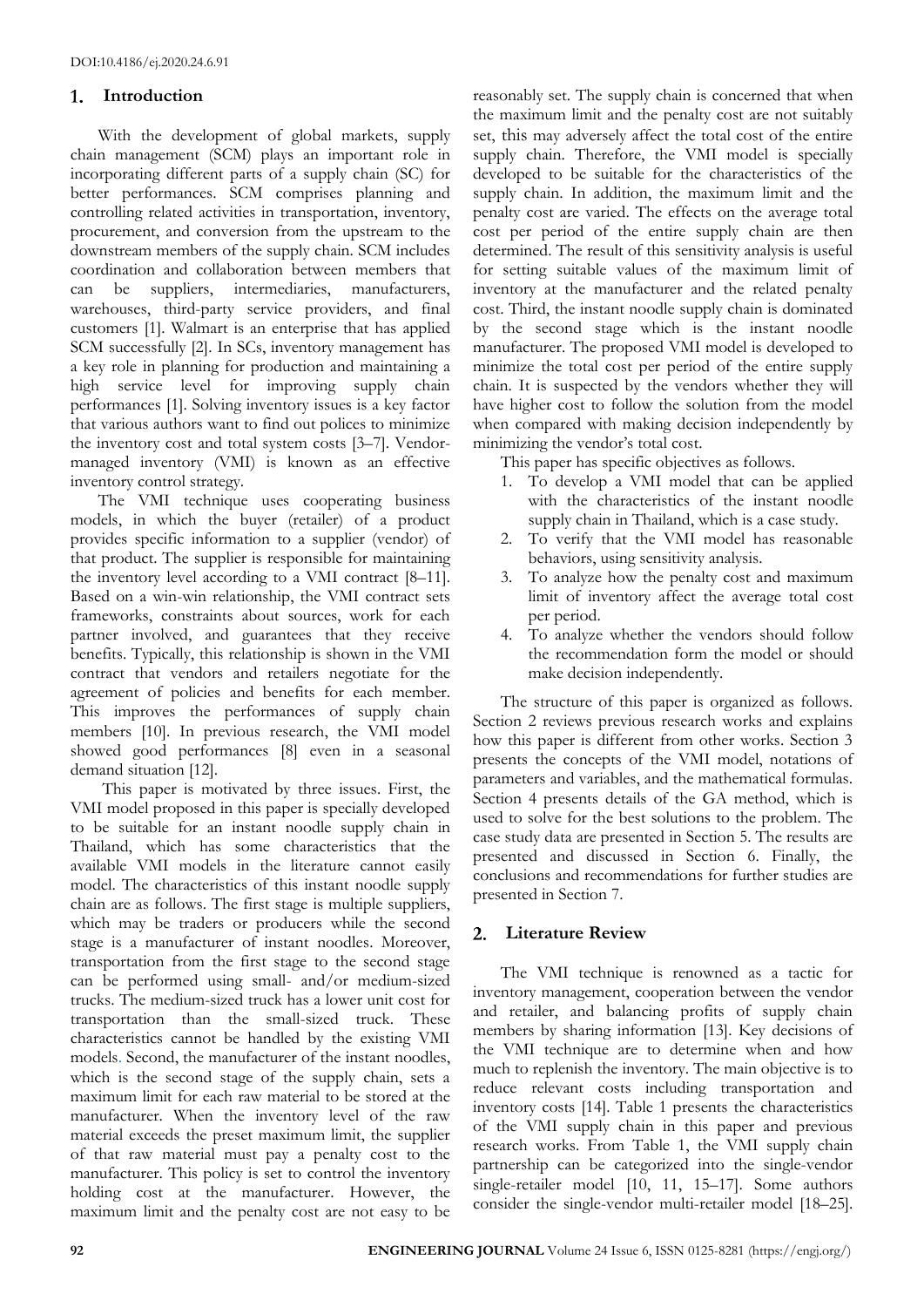## 1. Introduction

With the development of global markets, supply chain management (SCM) plays an important role in incorporating different parts of a supply chain (SC) for better performances. SCM comprises planning and controlling related activities in transportation, inventory, procurement, and conversion from the upstream to the downstream members of the supply chain. SCM includes coordination and collaboration between members that can be suppliers, intermediaries, manufacturers, warehouses, third-party service providers, and final customers [1]. Walmart is an enterprise that has applied SCM successfully [2]. In SCs, inventory management has a key role in planning for production and maintaining a high service level for improving supply chain performances [1]. Solving inventory issues is a key factor that various authors want to find out polices to minimize the inventory cost and total system costs [3–7]. Vendor-managed inventory (VMI) is known as an effective inventory control strategy.

The VMI technique uses cooperating business models, in which the buyer (retailer) of a product provides specific information to a supplier (vendor) of that product. The supplier is responsible for maintaining the inventory level according to a VMI contract [8–11]. Based on a win-win relationship, the VMI contract sets frameworks, constraints about sources, work for each partner involved, and guarantees that they receive benefits. Typically, this relationship is shown in the VMI contract that vendors and retailers negotiate for the agreement of policies and benefits for each member. This improves the performances of supply chain members [10]. In previous research, the VMI model showed good performances [8] even in a seasonal demand situation [12].

This paper is motivated by three issues. First, the VMI model proposed in this paper is specially developed to be suitable for an instant noodle supply chain in Thailand, which has some characteristics that the available VMI models in the literature cannot easily model. The characteristics of this instant noodle supply chain are as follows. The first stage is multiple suppliers, which may be traders or producers while the second stage is a manufacturer of instant noodles. Moreover, transportation from the first stage to the second stage can be performed using small- and/or medium-sized trucks. The medium-sized truck has a lower unit cost for transportation than the small-sized truck. These characteristics cannot be handled by the existing VMI models. Second, the manufacturer of the instant noodles, which is the second stage of the supply chain, sets a maximum limit for each raw material to be stored at the manufacturer. When the inventory level of the raw material exceeds the preset maximum limit, the supplier of that raw material must pay a penalty cost to the manufacturer. This policy is set to control the inventory holding cost at the manufacturer. However, the maximum limit and the penalty cost are not easy to be reasonably set. The supply chain is concerned that when the maximum limit and the penalty cost are not suitably set, this may adversely affect the total cost of the entire supply chain. Therefore, the VMI model is specially developed to be suitable for the characteristics of the supply chain. In addition, the maximum limit and the penalty cost are varied. The effects on the average total cost per period of the entire supply chain are then determined. The result of this sensitivity analysis is useful for setting suitable values of the maximum limit of inventory at the manufacturer and the related penalty cost. Third, the instant noodle supply chain is dominated by the second stage which is the instant noodle manufacturer. The proposed VMI model is developed to minimize the total cost per period of the entire supply chain. It is suspected by the vendors whether they will have higher cost to follow the solution from the model when compared with making decision independently by minimizing the vendor's total cost.

This paper has specific objectives as follows.

1. To develop a VMI model that can be applied with the characteristics of the instant noodle supply chain in Thailand, which is a case study.
2. To verify that the VMI model has reasonable behaviors, using sensitivity analysis.
3. To analyze how the penalty cost and maximum limit of inventory affect the average total cost per period.
4. To analyze whether the vendors should follow the recommendation form the model or should make decision independently.

The structure of this paper is organized as follows. Section 2 reviews previous research works and explains how this paper is different from other works. Section 3 presents the concepts of the VMI model, notations of parameters and variables, and the mathematical formulas. Section 4 presents details of the GA method, which is used to solve for the best solutions to the problem. The case study data are presented in Section 5. The results are presented and discussed in Section 6. Finally, the conclusions and recommendations for further studies are presented in Section 7.

## 2. Literature Review

The VMI technique is renowned as a tactic for inventory management, cooperation between the vendor and retailer, and balancing profits of supply chain members by sharing information [13]. Key decisions of the VMI technique are to determine when and how much to replenish the inventory. The main objective is to reduce relevant costs including transportation and inventory costs [14]. Table 1 presents the characteristics of the VMI supply chain in this paper and previous research works. From Table 1, the VMI supply chain partnership can be categorized into the single-vendor single-retailer model [10, 11, 15–17]. Some authors consider the single-vendor multi-retailer model [18–25].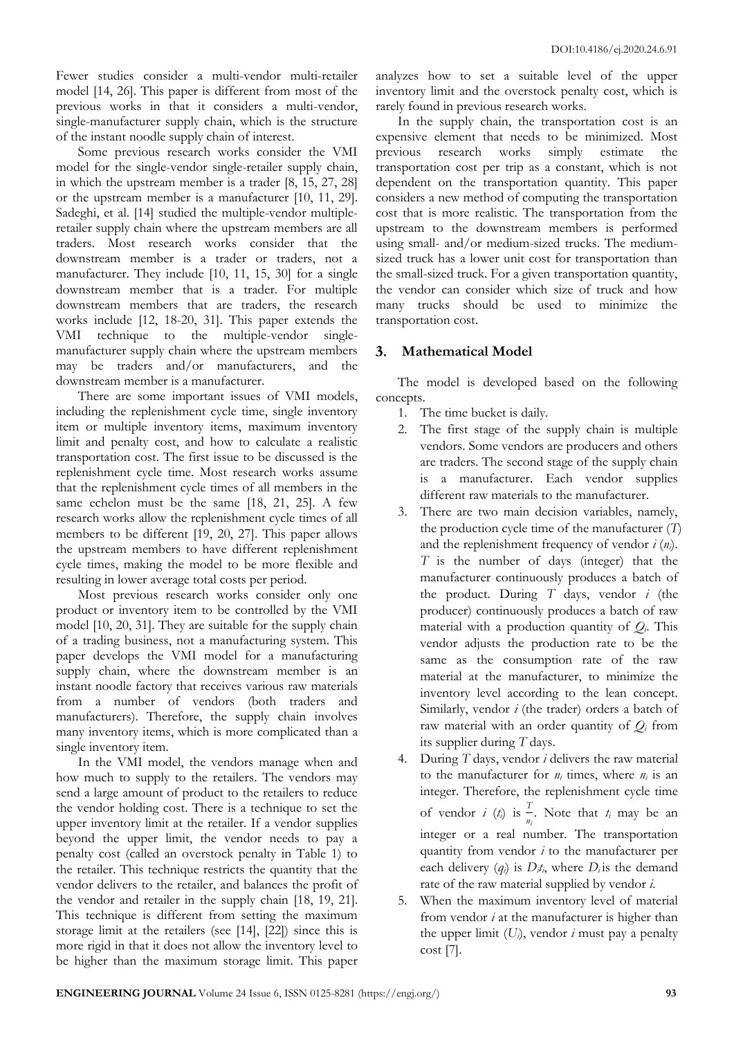Fewer studies consider a multi-vendor multi-retailer model [14, 26]. This paper is different from most of the previous works in that it considers a multi-vendor, single-manufacturer supply chain, which is the structure of the instant noodle supply chain of interest.

Some previous research works consider the VMI model for the single-vendor single-retailer supply chain, in which the upstream member is a trader [8, 15, 27, 28] or the upstream member is a manufacturer [10, 11, 29]. Sadeghi, et al. [14] studied the multiple-vendor multiple-retailer supply chain where the upstream members are all traders. Most research works consider that the downstream member is a trader or traders, not a manufacturer. They include [10, 11, 15, 30] for a single downstream member that is a trader. For multiple downstream members that are traders, the research works include [12, 18-20, 31]. This paper extends the VMI technique to the multiple-vendor single-manufacturer supply chain where the upstream members may be traders and/or manufacturers, and the downstream member is a manufacturer.

There are some important issues of VMI models, including the replenishment cycle time, single inventory item or multiple inventory items, maximum inventory limit and penalty cost, and how to calculate a realistic transportation cost. The first issue to be discussed is the replenishment cycle time. Most research works assume that the replenishment cycle times of all members in the same echelon must be the same [18, 21, 25]. A few research works allow the replenishment cycle times of all members to be different [19, 20, 27]. This paper allows the upstream members to have different replenishment cycle times, making the model to be more flexible and resulting in lower average total costs per period.

Most previous research works consider only one product or inventory item to be controlled by the VMI model [10, 20, 31]. They are suitable for the supply chain of a trading business, not a manufacturing system. This paper develops the VMI model for a manufacturing supply chain, where the downstream member is an instant noodle factory that receives various raw materials from a number of vendors (both traders and manufacturers). Therefore, the supply chain involves many inventory items, which is more complicated than a single inventory item.

In the VMI model, the vendors manage when and how much to supply to the retailers. The vendors may send a large amount of product to the retailers to reduce the vendor holding cost. There is a technique to set the upper inventory limit at the retailer. If a vendor supplies beyond the upper limit, the vendor needs to pay a penalty cost (called an overstock penalty in Table 1) to the retailer. This technique restricts the quantity that the vendor delivers to the retailer, and balances the profit of the vendor and retailer in the supply chain [18, 19, 21]. This technique is different from setting the maximum storage limit at the retailers (see [14], [22]) since this is more rigid in that it does not allow the inventory level to be higher than the maximum storage limit. This paper analyzes how to set a suitable level of the upper inventory limit and the overstock penalty cost, which is rarely found in previous research works.

In the supply chain, the transportation cost is an expensive element that needs to be minimized. Most previous research works simply estimate the transportation cost per trip as a constant, which is not dependent on the transportation quantity. This paper considers a new method of computing the transportation cost that is more realistic. The transportation from the upstream to the downstream members is performed using small- and/or medium-sized trucks. The medium-sized truck has a lower unit cost for transportation than the small-sized truck. For a given transportation quantity, the vendor can consider which size of truck and how many trucks should be used to minimize the transportation cost.

## 3. Mathematical Model

The model is developed based on the following concepts.

1. The time bucket is daily.
2. The first stage of the supply chain is multiple vendors. Some vendors are producers and others are traders. The second stage of the supply chain is a manufacturer. Each vendor supplies different raw materials to the manufacturer.
3. There are two main decision variables, namely, the production cycle time of the manufacturer ($T$) and the replenishment frequency of vendor $i$ ($n_i$). $T$ is the number of days (integer) that the manufacturer continuously produces a batch of the product. During $T$ days, vendor $i$ (the producer) continuously produces a batch of raw material with a production quantity of $Q_i$. This vendor adjusts the production rate to be the same as the consumption rate of the raw material at the manufacturer, to minimize the inventory level according to the lean concept. Similarly, vendor $i$ (the trader) orders a batch of raw material with an order quantity of $Q_i$ from its supplier during $T$ days.
4. During $T$ days, vendor $i$ delivers the raw material to the manufacturer for $n_i$ times, where $n_i$ is an integer. Therefore, the replenishment cycle time of vendor $i$ ($t_i$) is $\frac{T}{n_i}$. Note that $t_i$ may be an integer or a real number. The transportation quantity from vendor $i$ to the manufacturer per each delivery ($q_i$) is $D_i t_i$, where $D_i$ is the demand rate of the raw material supplied by vendor $i$.
5. When the maximum inventory level of material from vendor $i$ at the manufacturer is higher than the upper limit ($U_i$), vendor $i$ must pay a penalty cost [7].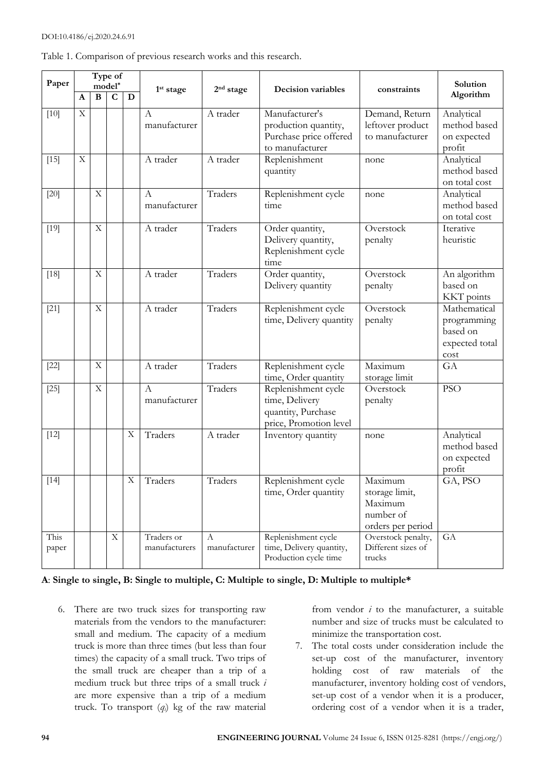Table 1. Comparison of previous research works and this research.

| Paper | Type of model* | | | | 1st stage | 2nd stage | Decision variables | constraints | Solution Algorithm |
|---|---|---|---|---|---|---|---|---|---|
| | A | B | C | D | | | | | |
| [10] | X | | | | A manufacturer | A trader | Manufacturer's production quantity, Purchase price offered to manufacturer | Demand, Return leftover product to manufacturer | Analytical method based on expected profit |
| [15] | X | | | | A trader | A trader | Replenishment quantity | none | Analytical method based on total cost |
| [20] | | X | | | A manufacturer | Traders | Replenishment cycle time | none | Analytical method based on total cost |
| [19] | | X | | | A trader | Traders | Order quantity, Delivery quantity, Replenishment cycle time | Overstock penalty | Iterative heuristic |
| [18] | | X | | | A trader | Traders | Order quantity, Delivery quantity | Overstock penalty | An algorithm based on KKT points |
| [21] | | X | | | A trader | Traders | Replenishment cycle time, Delivery quantity | Overstock penalty | Mathematical programming based on expected total cost |
| [22] | | X | | | A trader | Traders | Replenishment cycle time, Order quantity | Maximum storage limit | GA |
| [25] | | X | | | A manufacturer | Traders | Replenishment cycle time, Delivery quantity, Purchase price, Promotion level | Overstock penalty | PSO |
| [12] | | | | X | Traders | A trader | Inventory quantity | none | Analytical method based on expected profit |
| [14] | | | | X | Traders | Traders | Replenishment cycle time, Order quantity | Maximum storage limit, Maximum number of orders per period | GA, PSO |
| This paper | | | X | | Traders or manufacturers | A manufacturer | Replenishment cycle time, Delivery quantity, Production cycle time | Overstock penalty, Different sizes of trucks | GA |

**A: Single to single, B: Single to multiple, C: Multiple to single, D: Multiple to multiple***

6. There are two truck sizes for transporting raw materials from the vendors to the manufacturer: small and medium. The capacity of a medium truck is more than three times (but less than four times) the capacity of a small truck. Two trips of the small truck are cheaper than a trip of a medium truck but three trips of a small truck $i$ are more expensive than a trip of a medium truck. To transport ($q_i$) kg of the raw material from vendor $i$ to the manufacturer, a suitable number and size of trucks must be calculated to minimize the transportation cost.
7. The total costs under consideration include the set-up cost of the manufacturer, inventory holding cost of raw materials of the manufacturer, inventory holding cost of vendors, set-up cost of a vendor when it is a producer, ordering cost of a vendor when it is a trader,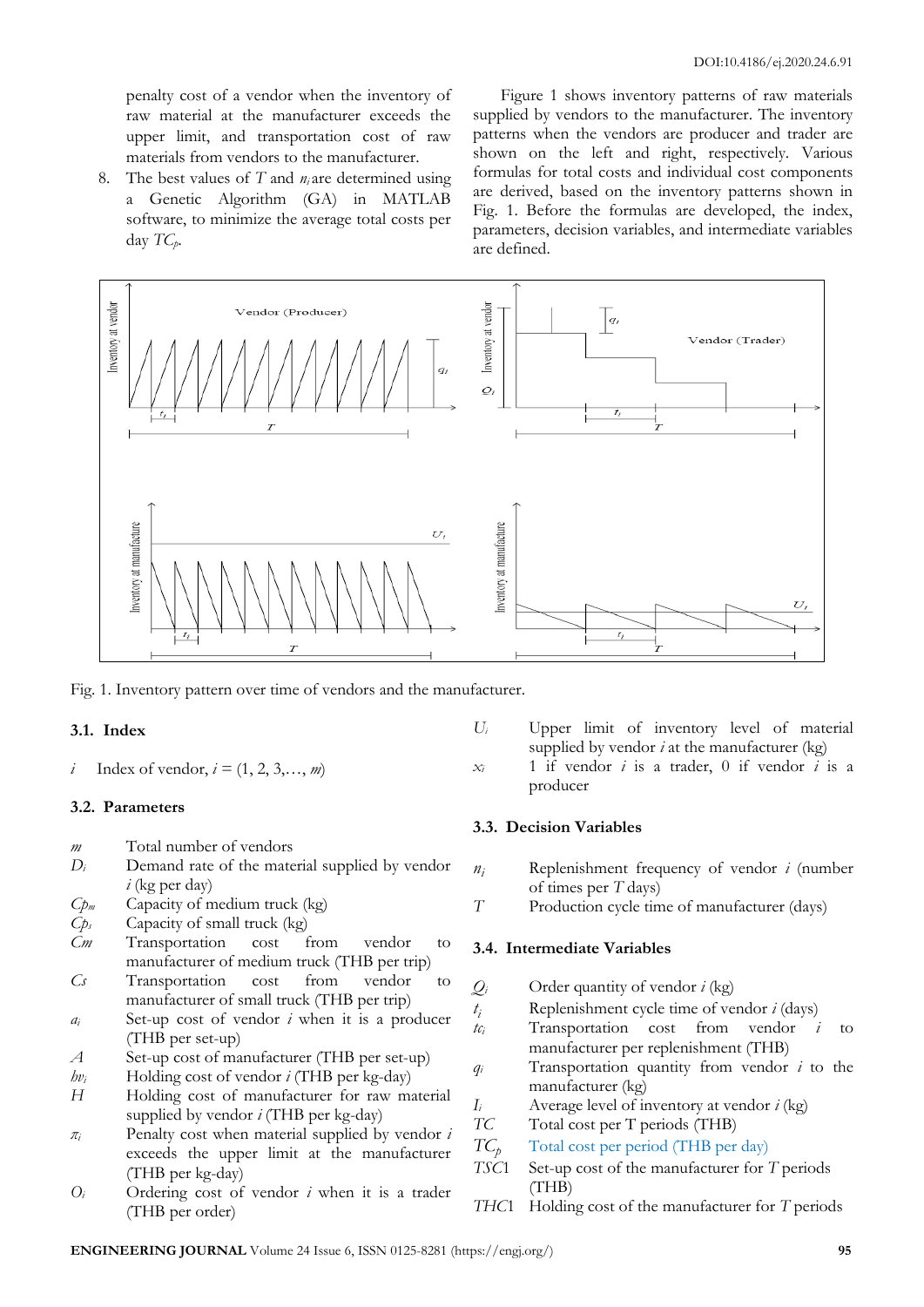penalty cost of a vendor when the inventory of raw material at the manufacturer exceeds the upper limit, and transportation cost of raw materials from vendors to the manufacturer.

8. The best values of $T$ and $n_i$ are determined using a Genetic Algorithm (GA) in MATLAB software, to minimize the average total costs per day $TC_p$.

Figure 1 shows inventory patterns of raw materials supplied by vendors to the manufacturer. The inventory patterns when the vendors are producer and trader are shown on the left and right, respectively. Various formulas for total costs and individual cost components are derived, based on the inventory patterns shown in Fig. 1. Before the formulas are developed, the index, parameters, decision variables, and intermediate variables are defined.

Fig. 1. Inventory pattern over time of vendors and the manufacturer.

### 3.1. Index

$i$ Index of vendor, $i = (1, 2, 3, \ldots, m)$

### 3.2. Parameters

- $m$ Total number of vendors
- $D_i$ Demand rate of the material supplied by vendor $i$ (kg per day)
- $Cp_m$ Capacity of medium truck (kg)
- $Cp_s$ Capacity of small truck (kg)
- $Cm$ Transportation cost from vendor to manufacturer of medium truck (THB per trip)
- $Cs$ Transportation cost from vendor to manufacturer of small truck (THB per trip)
- $a_i$ Set-up cost of vendor $i$ when it is a producer (THB per set-up)
- $A$ Set-up cost of manufacturer (THB per set-up)
- $hv_i$ Holding cost of vendor $i$ (THB per kg-day)
- $H$ Holding cost of manufacturer for raw material supplied by vendor $i$ (THB per kg-day)
- $\pi_i$ Penalty cost when material supplied by vendor $i$ exceeds the upper limit at the manufacturer (THB per kg-day)
- $O_i$ Ordering cost of vendor $i$ when it is a trader (THB per order)
- $U_i$ Upper limit of inventory level of material supplied by vendor $i$ at the manufacturer (kg)
- $x_i$ 1 if vendor $i$ is a trader, 0 if vendor $i$ is a producer

### 3.3. Decision Variables

- $n_i$ Replenishment frequency of vendor $i$ (number of times per $T$ days)
- $T$ Production cycle time of manufacturer (days)

### 3.4. Intermediate Variables

- $Q_i$ Order quantity of vendor $i$ (kg)
- $t_i$ Replenishment cycle time of vendor $i$ (days)
- $tc_i$ Transportation cost from vendor $i$ to manufacturer per replenishment (THB)
- $q_i$ Transportation quantity from vendor $i$ to the manufacturer (kg)
- $I_i$ Average level of inventory at vendor $i$ (kg)
- $TC$ Total cost per T periods (THB)
- $TC_p$ Total cost per period (THB per day)
- $TSC1$ Set-up cost of the manufacturer for $T$ periods (THB)
- $THC1$ Holding cost of the manufacturer for $T$ periods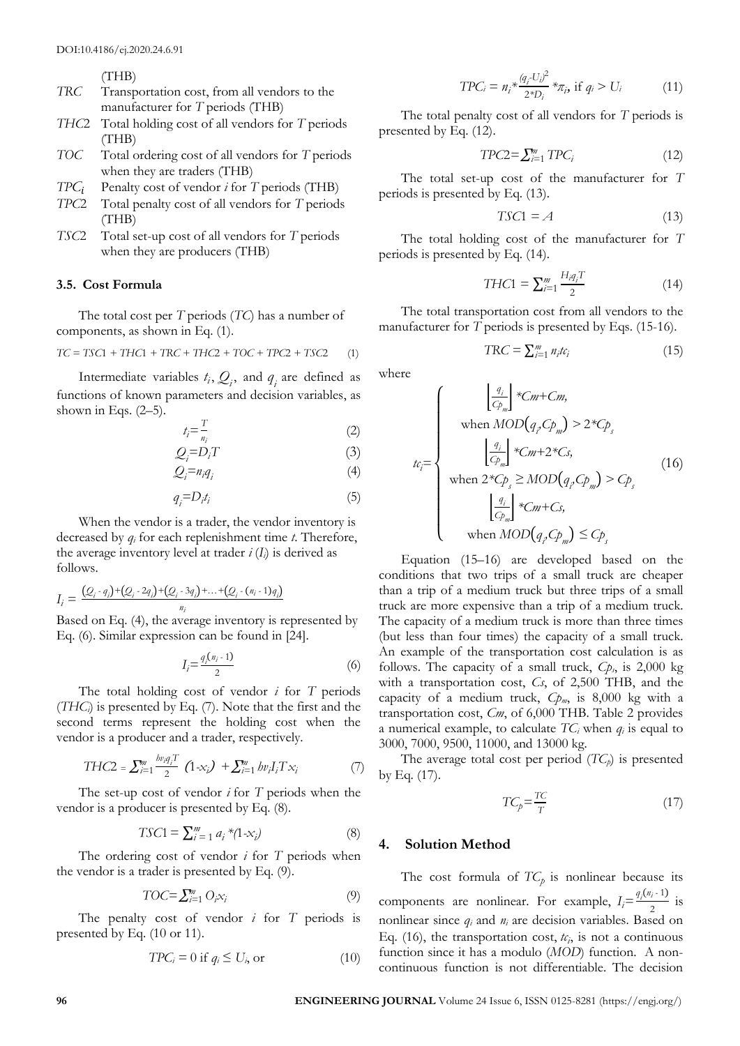(THB)

| | |
|---|---|
| $TRC$ | Transportation cost, from all vendors to the manufacturer for $T$ periods (THB) |
| $THC2$ | Total holding cost of all vendors for $T$ periods (THB) |
| $TOC$ | Total ordering cost of all vendors for $T$ periods when they are traders (THB) |
| $TPC_i$ | Penalty cost of vendor $i$ for $T$ periods (THB) |
| $TPC2$ | Total penalty cost of all vendors for $T$ periods (THB) |
| $TSC2$ | Total set-up cost of all vendors for $T$ periods when they are producers (THB) |

### 3.5. Cost Formula

The total cost per $T$ periods ($TC$) has a number of components, as shown in Eq. (1).

$$TC = TSC1 + THC1 + TRC + THC2 + TOC + TPC2 + TSC2 \tag{1}$$

Intermediate variables $t_i$, $Q_i$, and $q_i$ are defined as functions of known parameters and decision variables, as shown in Eqs. (2–5).

$$t_i = \frac{T}{n_i} \tag{2}$$

$$Q_i = D_i T \tag{3}$$

$$Q_i = n_i q_i \tag{4}$$

$$q_i = D_i t_i \tag{5}$$

When the vendor is a trader, the vendor inventory is decreased by $q_i$ for each replenishment time $t$. Therefore, the average inventory level at trader $i$ ($I_i$) is derived as follows.

$$I_i = \frac{(Q_i - q_i) + (Q_i - 2q_i) + (Q_i - 3q_i) + \ldots + (Q_i - (n_i - 1)q_i)}{n_i}$$

Based on Eq. (4), the average inventory is represented by Eq. (6). Similar expression can be found in [24].

$$I_i = \frac{q_i(n_i - 1)}{2} \tag{6}$$

The total holding cost of vendor $i$ for $T$ periods ($THC_i$) is presented by Eq. (7). Note that the first and the second terms represent the holding cost when the vendor is a producer and a trader, respectively.

$$THC2 = \sum_{i=1}^{m} \frac{hv_i q_i T}{2} (1 - x_i) + \sum_{i=1}^{m} hv_i I_i T x_i \tag{7}$$

The set-up cost of vendor $i$ for $T$ periods when the vendor is a producer is presented by Eq. (8).

$$TSC1 = \sum_{i=1}^{m} a_i * (1 - x_i) \tag{8}$$

The ordering cost of vendor $i$ for $T$ periods when the vendor is a trader is presented by Eq. (9).

$$TOC = \sum_{i=1}^{m} O_i x_i \tag{9}$$

The penalty cost of vendor $i$ for $T$ periods is presented by Eq. (10 or 11).

$$TPC_i = 0 \text{ if } q_i \leq U_i \text{, or} \tag{10}$$

$$TPC_i = n_i * \frac{(q_i - U_i)^2}{2 * D_i} * \pi_i \text{, if } q_i > U_i \tag{11}$$

The total penalty cost of all vendors for $T$ periods is presented by Eq. (12).

$$TPC2 = \sum_{i=1}^{m} TPC_i \tag{12}$$

The total set-up cost of the manufacturer for $T$ periods is presented by Eq. (13).

$$TSC1 = A \tag{13}$$

The total holding cost of the manufacturer for $T$ periods is presented by Eq. (14).

$$THC1 = \sum_{i=1}^{m} \frac{H_i q_i T}{2} \tag{14}$$

The total transportation cost from all vendors to the manufacturer for $T$ periods is presented by Eqs. (15-16).

$$TRC = \sum_{i=1}^{m} n_i tc_i \tag{15}$$

where

$$tc_i = \begin{cases} \left\lfloor \frac{q_i}{Cp_m} \right\rfloor * Cm + Cm, & \text{when } MOD(q_i, Cp_m) > 2 * Cp_s \\ \left\lfloor \frac{q_i}{Cp_m} \right\rfloor * Cm + 2 * Cs, & \text{when } 2 * Cp_s \geq MOD(q_i, Cp_m) > Cp_s \\ \left\lfloor \frac{q_i}{Cp_m} \right\rfloor * Cm + Cs, & \text{when } MOD(q_i, Cp_m) \leq Cp_s \end{cases} \tag{16}$$

Equation (15–16) are developed based on the conditions that two trips of a small truck are cheaper than a trip of a medium truck but three trips of a small truck are more expensive than a trip of a medium truck. The capacity of a medium truck is more than three times (but less than four times) the capacity of a small truck. An example of the transportation cost calculation is as follows. The capacity of a small truck, $Cp_s$, is 2,000 kg with a transportation cost, $Cs$, of 2,500 THB, and the capacity of a medium truck, $Cp_m$, is 8,000 kg with a transportation cost, $Cm$, of 6,000 THB. Table 2 provides a numerical example, to calculate $TC_i$ when $q_i$ is equal to 3000, 7000, 9500, 11000, and 13000 kg.

The average total cost per period ($TC_p$) is presented by Eq. (17).

$$TC_p = \frac{TC}{T} \tag{17}$$

## 4. Solution Method

The cost formula of $TC_p$ is nonlinear because its components are nonlinear. For example, $I_i = \frac{q_i(n_i - 1)}{2}$ is nonlinear since $q_i$ and $n_i$ are decision variables. Based on Eq. (16), the transportation cost, $tc_i$, is not a continuous function since it has a modulo ($MOD$) function. A non-continuous function is not differentiable. The decision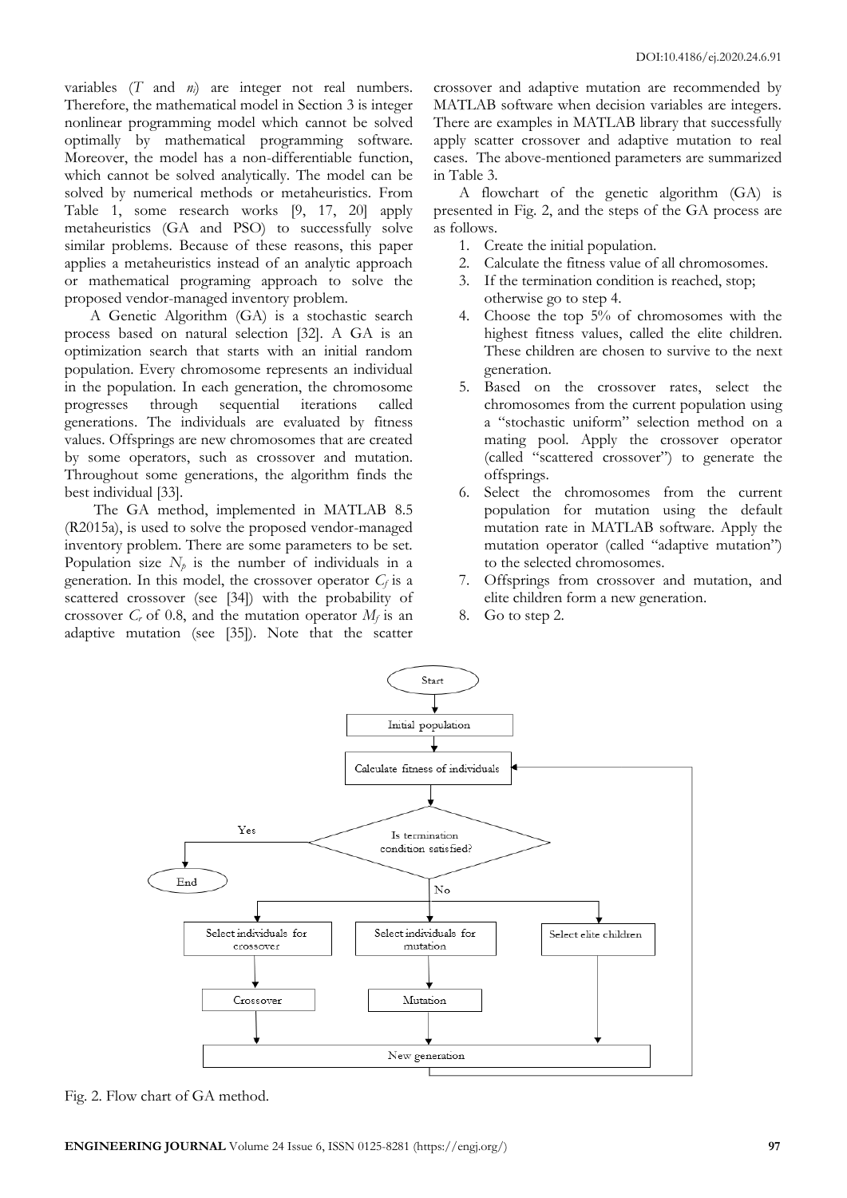variables ($T$ and $n_i$) are integer not real numbers. Therefore, the mathematical model in Section 3 is integer nonlinear programming model which cannot be solved optimally by mathematical programming software. Moreover, the model has a non-differentiable function, which cannot be solved analytically. The model can be solved by numerical methods or metaheuristics. From Table 1, some research works [9, 17, 20] apply metaheuristics (GA and PSO) to successfully solve similar problems. Because of these reasons, this paper applies a metaheuristics instead of an analytic approach or mathematical programing approach to solve the proposed vendor-managed inventory problem.

A Genetic Algorithm (GA) is a stochastic search process based on natural selection [32]. A GA is an optimization search that starts with an initial random population. Every chromosome represents an individual in the population. In each generation, the chromosome progresses through sequential iterations called generations. The individuals are evaluated by fitness values. Offsprings are new chromosomes that are created by some operators, such as crossover and mutation. Throughout some generations, the algorithm finds the best individual [33].

The GA method, implemented in MATLAB 8.5 (R2015a), is used to solve the proposed vendor-managed inventory problem. There are some parameters to be set. Population size $N_p$ is the number of individuals in a generation. In this model, the crossover operator $C_f$ is a scattered crossover (see [34]) with the probability of crossover $C_r$ of 0.8, and the mutation operator $M_f$ is an adaptive mutation (see [35]). Note that the scatter crossover and adaptive mutation are recommended by MATLAB software when decision variables are integers. There are examples in MATLAB library that successfully apply scatter crossover and adaptive mutation to real cases. The above-mentioned parameters are summarized in Table 3.

A flowchart of the genetic algorithm (GA) is presented in Fig. 2, and the steps of the GA process are as follows.

1. Create the initial population.
2. Calculate the fitness value of all chromosomes.
3. If the termination condition is reached, stop; otherwise go to step 4.
4. Choose the top 5% of chromosomes with the highest fitness values, called the elite children. These children are chosen to survive to the next generation.
5. Based on the crossover rates, select the chromosomes from the current population using a "stochastic uniform" selection method on a mating pool. Apply the crossover operator (called "scattered crossover") to generate the offsprings.
6. Select the chromosomes from the current population for mutation using the default mutation rate in MATLAB software. Apply the mutation operator (called "adaptive mutation") to the selected chromosomes.
7. Offsprings from crossover and mutation, and elite children form a new generation.
8. Go to step 2.

Start → Initial population → Calculate fitness of individuals → Is termination condition satisfied? (Yes → End; No → Select individuals for crossover → Crossover; Select individuals for mutation → Mutation; Select elite children) → New generation → Calculate fitness of individuals

Fig. 2. Flow chart of GA method.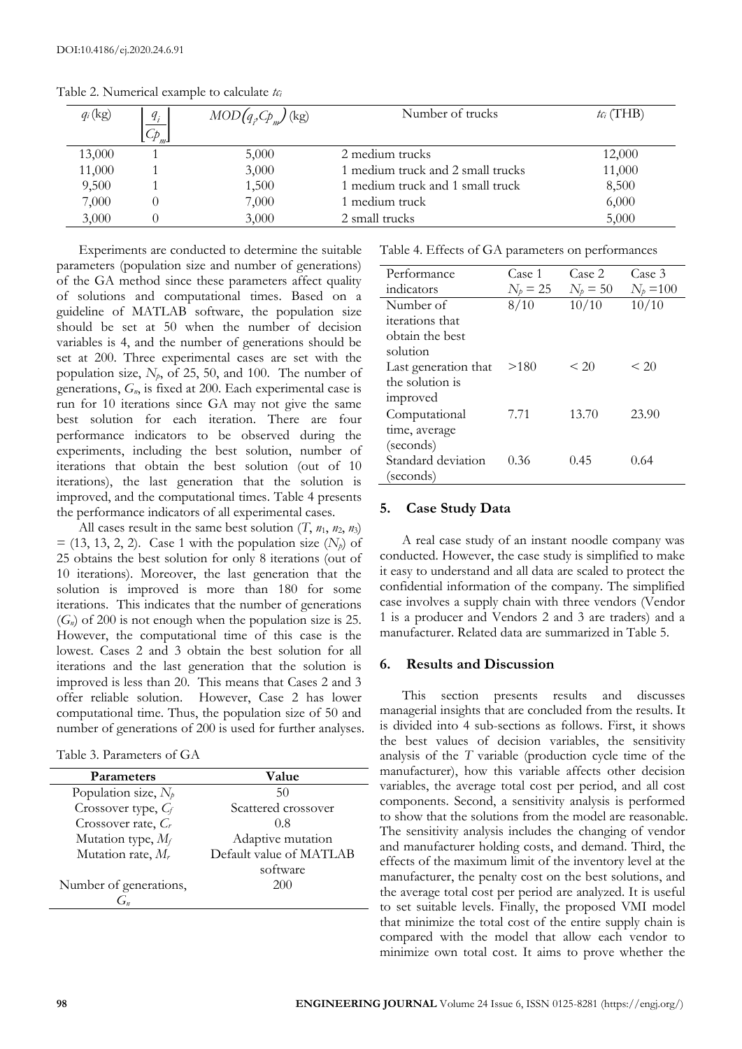Table 2. Numerical example to calculate $tc_i$

| $q_i$ (kg) | $\left\lfloor \frac{q_i}{Cp_m} \right\rfloor$ | $MOD(q_i, Cp_m)$ (kg) | Number of trucks | $tc_i$ (THB) |
|---|---|---|---|---|
| 13,000 | 1 | 5,000 | 2 medium trucks | 12,000 |
| 11,000 | 1 | 3,000 | 1 medium truck and 2 small trucks | 11,000 |
| 9,500 | 1 | 1,500 | 1 medium truck and 1 small truck | 8,500 |
| 7,000 | 0 | 7,000 | 1 medium truck | 6,000 |
| 3,000 | 0 | 3,000 | 2 small trucks | 5,000 |

Experiments are conducted to determine the suitable parameters (population size and number of generations) of the GA method since these parameters affect quality of solutions and computational times. Based on a guideline of MATLAB software, the population size should be set at 50 when the number of decision variables is 4, and the number of generations should be set at 200. Three experimental cases are set with the population size, $N_p$, of 25, 50, and 100. The number of generations, $G_n$, is fixed at 200. Each experimental case is run for 10 iterations since GA may not give the same best solution for each iteration. There are four performance indicators to be observed during the experiments, including the best solution, number of iterations that obtain the best solution (out of 10 iterations), the last generation that the solution is improved, and the computational times. Table 4 presents the performance indicators of all experimental cases.

All cases result in the same best solution ($T$, $n_1$, $n_2$, $n_3$) = (13, 13, 2, 2). Case 1 with the population size ($N_p$) of 25 obtains the best solution for only 8 iterations (out of 10 iterations). Moreover, the last generation that the solution is improved is more than 180 for some iterations. This indicates that the number of generations ($G_n$) of 200 is not enough when the population size is 25. However, the computational time of this case is the lowest. Cases 2 and 3 obtain the best solution for all iterations and the last generation that the solution is improved is less than 20. This means that Cases 2 and 3 offer reliable solution. However, Case 2 has lower computational time. Thus, the population size of 50 and number of generations of 200 is used for further analyses.

Table 3. Parameters of GA

| Parameters | Value |
|---|---|
| Population size, $N_p$ | 50 |
| Crossover type, $C_f$ | Scattered crossover |
| Crossover rate, $C_r$ | 0.8 |
| Mutation type, $M_f$ | Adaptive mutation |
| Mutation rate, $M_r$ | Default value of MATLAB software |
| Number of generations, $G_n$ | 200 |

Table 4. Effects of GA parameters on performances

| Performance indicators | Case 1 $N_p = 25$ | Case 2 $N_p = 50$ | Case 3 $N_p = 100$ |
|---|---|---|---|
| Number of iterations that obtain the best solution | 8/10 | 10/10 | 10/10 |
| Last generation that the solution is improved | >180 | < 20 | < 20 |
| Computational time, average (seconds) | 7.71 | 13.70 | 23.90 |
| Standard deviation (seconds) | 0.36 | 0.45 | 0.64 |

## 5. Case Study Data

A real case study of an instant noodle company was conducted. However, the case study is simplified to make it easy to understand and all data are scaled to protect the confidential information of the company. The simplified case involves a supply chain with three vendors (Vendor 1 is a producer and Vendors 2 and 3 are traders) and a manufacturer. Related data are summarized in Table 5.

## 6. Results and Discussion

This section presents results and discusses managerial insights that are concluded from the results. It is divided into 4 sub-sections as follows. First, it shows the best values of decision variables, the sensitivity analysis of the $T$ variable (production cycle time of the manufacturer), how this variable affects other decision variables, the average total cost per period, and all cost components. Second, a sensitivity analysis is performed to show that the solutions from the model are reasonable. The sensitivity analysis includes the changing of vendor and manufacturer holding costs, and demand. Third, the effects of the maximum limit of the inventory level at the manufacturer, the penalty cost on the best solutions, and the average total cost per period are analyzed. It is useful to set suitable levels. Finally, the proposed VMI model that minimize the total cost of the entire supply chain is compared with the model that allow each vendor to minimize own total cost. It aims to prove whether the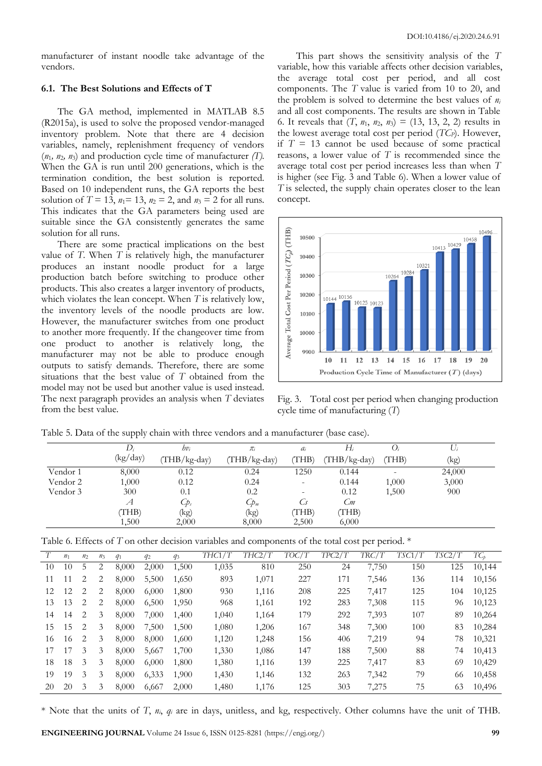manufacturer of instant noodle take advantage of the vendors.

### 6.1. The Best Solutions and Effects of T

The GA method, implemented in MATLAB 8.5 (R2015a), is used to solve the proposed vendor-managed inventory problem. Note that there are 4 decision variables, namely, replenishment frequency of vendors ($n_1$, $n_2$, $n_3$) and production cycle time of manufacturer *(T)*. When the GA is run until 200 generations, which is the termination condition, the best solution is reported. Based on 10 independent runs, the GA reports the best solution of $T = 13$, $n_1 = 13$, $n_2 = 2$, and $n_3 = 2$ for all runs. This indicates that the GA parameters being used are suitable since the GA consistently generates the same solution for all runs.

There are some practical implications on the best value of $T$. When $T$ is relatively high, the manufacturer produces an instant noodle product for a large production batch before switching to produce other products. This also creates a larger inventory of products, which violates the lean concept. When $T$ is relatively low, the inventory levels of the noodle products are low. However, the manufacturer switches from one product to another more frequently. If the changeover time from one product to another is relatively long, the manufacturer may not be able to produce enough outputs to satisfy demands. Therefore, there are some situations that the best value of $T$ obtained from the model may not be used but another value is used instead. The next paragraph provides an analysis when $T$ deviates from the best value.

This part shows the sensitivity analysis of the $T$ variable, how this variable affects other decision variables, the average total cost per period, and all cost components. The $T$ value is varied from 10 to 20, and the problem is solved to determine the best values of $n_i$ and all cost components. The results are shown in Table 6. It reveals that ($T$, $n_1$, $n_2$, $n_3$) = (13, 13, 2, 2) results in the lowest average total cost per period ($TC_P$). However, if $T = 13$ cannot be used because of some practical reasons, a lower value of $T$ is recommended since the average total cost per period increases less than when $T$ is higher (see Fig. 3 and Table 6). When a lower value of $T$ is selected, the supply chain operates closer to the lean concept.

| Production Cycle Time of Manufacturer ($T$) (days) | 10 | 11 | 12 | 13 | 14 | 15 | 16 | 17 | 18 | 19 | 20 |
|---|---|---|---|---|---|---|---|---|---|---|---|
| Average Total Cost Per Period ($TC_P$) (THB) | 10144 | 10156 | 10125 | 10123 | 10264 | 10284 | 10321 | 10413 | 10429 | 10458 | 10496 |

Fig. 3. Total cost per period when changing production cycle time of manufacturing ($T$)

Table 5. Data of the supply chain with three vendors and a manufacturer (base case).

| | $D_i$ (kg/day) | $hv_i$ (THB/kg-day) | $\pi_i$ (THB/kg-day) | $a_i$ (THB) | $H_i$ (THB/kg-day) | $O_i$ (THB) | $U_i$ (kg) |
|---|---|---|---|---|---|---|---|
| Vendor 1 | 8,000 | 0.12 | 0.24 | 1250 | 0.144 | - | 24,000 |
| Vendor 2 | 1,000 | 0.12 | 0.24 | - | 0.144 | 1,000 | 3,000 |
| Vendor 3 | 300 | 0.1 | 0.2 | - | 0.12 | 1,500 | 900 |
| | $A$ (THB) | $Cp_s$ (kg) | $Cp_m$ (kg) | $Cs$ (THB) | $Cm$ (THB) | | |
| | 1,500 | 2,000 | 8,000 | 2,500 | 6,000 | | |

Table 6. Effects of $T$ on other decision variables and components of the total cost per period. *

| $T$ | $n_1$ | $n_2$ | $n_3$ | $q_1$ | $q_2$ | $q_3$ | $THC1/T$ | $THC2/T$ | $TOC/T$ | $TPC2/T$ | $TRC/T$ | $TSC1/T$ | $TSC2/T$ | $TC_p$ |
|---|---|---|---|---|---|---|---|---|---|---|---|---|---|---|
| 10 | 10 | 5 | 2 | 8,000 | 2,000 | 1,500 | 1,035 | 810 | 250 | 24 | 7,750 | 150 | 125 | 10,144 |
| 11 | 11 | 2 | 2 | 8,000 | 5,500 | 1,650 | 893 | 1,071 | 227 | 171 | 7,546 | 136 | 114 | 10,156 |
| 12 | 12 | 2 | 2 | 8,000 | 6,000 | 1,800 | 930 | 1,116 | 208 | 225 | 7,417 | 125 | 104 | 10,125 |
| 13 | 13 | 2 | 2 | 8,000 | 6,500 | 1,950 | 968 | 1,161 | 192 | 283 | 7,308 | 115 | 96 | 10,123 |
| 14 | 14 | 2 | 3 | 8,000 | 7,000 | 1,400 | 1,040 | 1,164 | 179 | 292 | 7,393 | 107 | 89 | 10,264 |
| 15 | 15 | 2 | 3 | 8,000 | 7,500 | 1,500 | 1,080 | 1,206 | 167 | 348 | 7,300 | 100 | 83 | 10,284 |
| 16 | 16 | 2 | 3 | 8,000 | 8,000 | 1,600 | 1,120 | 1,248 | 156 | 406 | 7,219 | 94 | 78 | 10,321 |
| 17 | 17 | 3 | 3 | 8,000 | 5,667 | 1,700 | 1,330 | 1,086 | 147 | 188 | 7,500 | 88 | 74 | 10,413 |
| 18 | 18 | 3 | 3 | 8,000 | 6,000 | 1,800 | 1,380 | 1,116 | 139 | 225 | 7,417 | 83 | 69 | 10,429 |
| 19 | 19 | 3 | 3 | 8,000 | 6,333 | 1,900 | 1,430 | 1,146 | 132 | 263 | 7,342 | 79 | 66 | 10,458 |
| 20 | 20 | 3 | 3 | 8,000 | 6,667 | 2,000 | 1,480 | 1,176 | 125 | 303 | 7,275 | 75 | 63 | 10,496 |

\* Note that the units of $T$, $n_i$, $q_i$ are in days, unitless, and kg, respectively. Other columns have the unit of THB.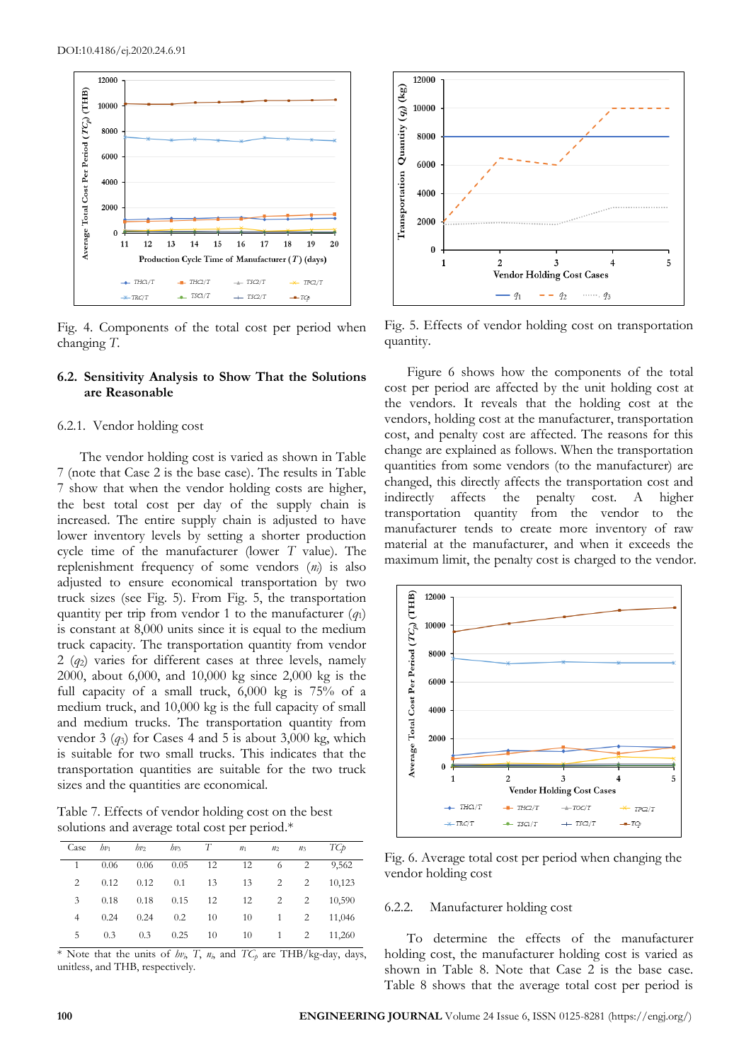Fig. 4. Components of the total cost per period when changing $T$.

Fig. 5. Effects of vendor holding cost on transportation quantity.

## 6.2. Sensitivity Analysis to Show That the Solutions are Reasonable

### 6.2.1. Vendor holding cost

The vendor holding cost is varied as shown in Table 7 (note that Case 2 is the base case). The results in Table 7 show that when the vendor holding costs are higher, the best total cost per day of the supply chain is increased. The entire supply chain is adjusted to have lower inventory levels by setting a shorter production cycle time of the manufacturer (lower $T$ value). The replenishment frequency of some vendors ($n_i$) is also adjusted to ensure economical transportation by two truck sizes (see Fig. 5). From Fig. 5, the transportation quantity per trip from vendor 1 to the manufacturer ($q_1$) is constant at 8,000 units since it is equal to the medium truck capacity. The transportation quantity from vendor 2 ($q_2$) varies for different cases at three levels, namely 2000, about 6,000, and 10,000 kg since 2,000 kg is the full capacity of a small truck, 6,000 kg is 75% of a medium truck, and 10,000 kg is the full capacity of small and medium trucks. The transportation quantity from vendor 3 ($q_3$) for Cases 4 and 5 is about 3,000 kg, which is suitable for two small trucks. This indicates that the transportation quantities are suitable for the two truck sizes and the quantities are economical.

Table 7. Effects of vendor holding cost on the best solutions and average total cost per period.*

| Case | $hv_1$ | $hv_2$ | $hv_3$ | $T$ | $n_1$ | $n_2$ | $n_3$ | $TC_p$ |
|---|---|---|---|---|---|---|---|---|
| 1 | 0.06 | 0.06 | 0.05 | 12 | 12 | 6 | 2 | 9,562 |
| 2 | 0.12 | 0.12 | 0.1 | 13 | 13 | 2 | 2 | 10,123 |
| 3 | 0.18 | 0.18 | 0.15 | 12 | 12 | 2 | 2 | 10,590 |
| 4 | 0.24 | 0.24 | 0.2 | 10 | 10 | 1 | 2 | 11,046 |
| 5 | 0.3 | 0.3 | 0.25 | 10 | 10 | 1 | 2 | 11,260 |

* Note that the units of $hv_i$, $T$, $n_i$, and $TC_p$ are THB/kg-day, days, unitless, and THB, respectively.

Figure 6 shows how the components of the total cost per period are affected by the unit holding cost at the vendors. It reveals that the holding cost at the vendors, holding cost at the manufacturer, transportation cost, and penalty cost are affected. The reasons for this change are explained as follows. When the transportation quantities from some vendors (to the manufacturer) are changed, this directly affects the transportation cost and indirectly affects the penalty cost. A higher transportation quantity from the vendor to the manufacturer tends to create more inventory of raw material at the manufacturer, and when it exceeds the maximum limit, the penalty cost is charged to the vendor.

Fig. 6. Average total cost per period when changing the vendor holding cost

### 6.2.2. Manufacturer holding cost

To determine the effects of the manufacturer holding cost, the manufacturer holding cost is varied as shown in Table 8. Note that Case 2 is the base case. Table 8 shows that the average total cost per period is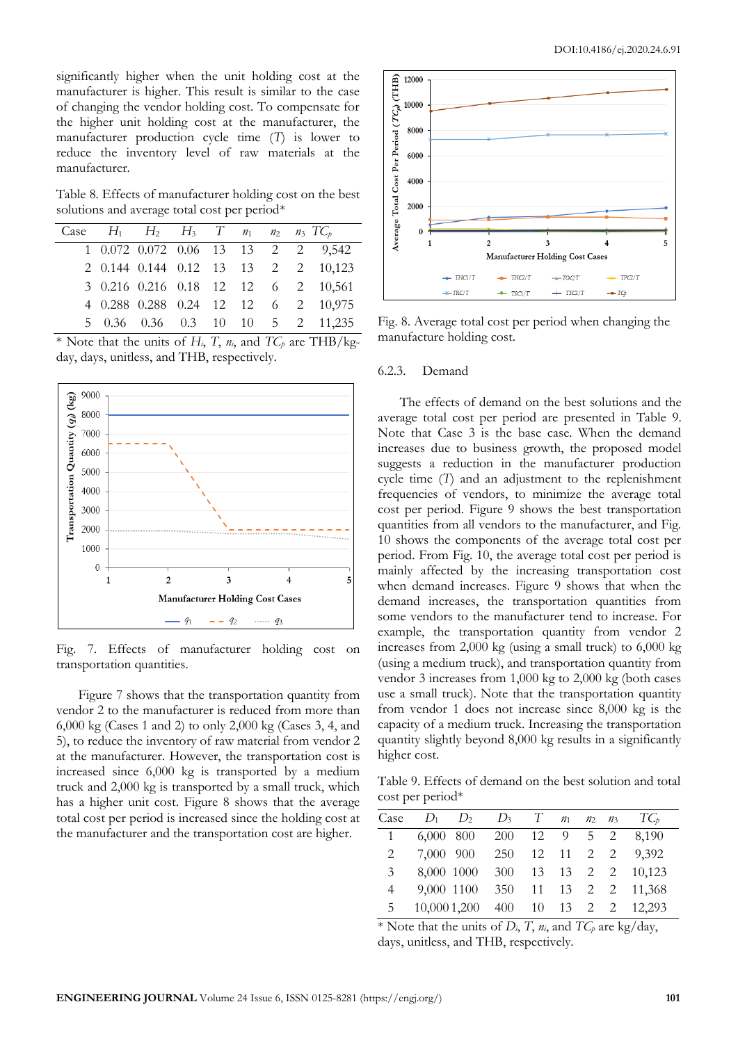significantly higher when the unit holding cost at the manufacturer is higher. This result is similar to the case of changing the vendor holding cost. To compensate for the higher unit holding cost at the manufacturer, the manufacturer production cycle time ($T$) is lower to reduce the inventory level of raw materials at the manufacturer.

Table 8. Effects of manufacturer holding cost on the best solutions and average total cost per period*

| Case | $H_1$ | $H_2$ | $H_3$ | $T$ | $n_1$ | $n_2$ | $n_3$ | $TC_p$ |
|---|---|---|---|---|---|---|---|---|
| 1 | 0.072 | 0.072 | 0.06 | 13 | 13 | 2 | 2 | 9,542 |
| 2 | 0.144 | 0.144 | 0.12 | 13 | 13 | 2 | 2 | 10,123 |
| 3 | 0.216 | 0.216 | 0.18 | 12 | 12 | 6 | 2 | 10,561 |
| 4 | 0.288 | 0.288 | 0.24 | 12 | 12 | 6 | 2 | 10,975 |
| 5 | 0.36 | 0.36 | 0.3 | 10 | 10 | 5 | 2 | 11,235 |

\* Note that the units of $H_i$, $T$, $n_i$, and $TC_p$ are THB/kg-day, days, unitless, and THB, respectively.

Fig. 7. Effects of manufacturer holding cost on transportation quantities.

Figure 7 shows that the transportation quantity from vendor 2 to the manufacturer is reduced from more than 6,000 kg (Cases 1 and 2) to only 2,000 kg (Cases 3, 4, and 5), to reduce the inventory of raw material from vendor 2 at the manufacturer. However, the transportation cost is increased since 6,000 kg is transported by a medium truck and 2,000 kg is transported by a small truck, which has a higher unit cost. Figure 8 shows that the average total cost per period is increased since the holding cost at the manufacturer and the transportation cost are higher.

Fig. 8. Average total cost per period when changing the manufacture holding cost.

### 6.2.3. Demand

The effects of demand on the best solutions and the average total cost per period are presented in Table 9. Note that Case 3 is the base case. When the demand increases due to business growth, the proposed model suggests a reduction in the manufacturer production cycle time ($T$) and an adjustment to the replenishment frequencies of vendors, to minimize the average total cost per period. Figure 9 shows the best transportation quantities from all vendors to the manufacturer, and Fig. 10 shows the components of the average total cost per period. From Fig. 10, the average total cost per period is mainly affected by the increasing transportation cost when demand increases. Figure 9 shows that when the demand increases, the transportation quantities from some vendors to the manufacturer tend to increase. For example, the transportation quantity from vendor 2 increases from 2,000 kg (using a small truck) to 6,000 kg (using a medium truck), and transportation quantity from vendor 3 increases from 1,000 kg to 2,000 kg (both cases use a small truck). Note that the transportation quantity from vendor 1 does not increase since 8,000 kg is the capacity of a medium truck. Increasing the transportation quantity slightly beyond 8,000 kg results in a significantly higher cost.

Table 9. Effects of demand on the best solution and total cost per period*

| Case | $D_1$ | $D_2$ | $D_3$ | $T$ | $n_1$ | $n_2$ | $n_3$ | $TC_p$ |
|---|---|---|---|---|---|---|---|---|
| 1 | 6,000 | 800 | 200 | 12 | 9 | 5 | 2 | 8,190 |
| 2 | 7,000 | 900 | 250 | 12 | 11 | 2 | 2 | 9,392 |
| 3 | 8,000 | 1000 | 300 | 13 | 13 | 2 | 2 | 10,123 |
| 4 | 9,000 | 1100 | 350 | 11 | 13 | 2 | 2 | 11,368 |
| 5 | 10,000 | 1,200 | 400 | 10 | 13 | 2 | 2 | 12,293 |

\* Note that the units of $D_i$, $T$, $n_i$, and $TC_p$ are kg/day, days, unitless, and THB, respectively.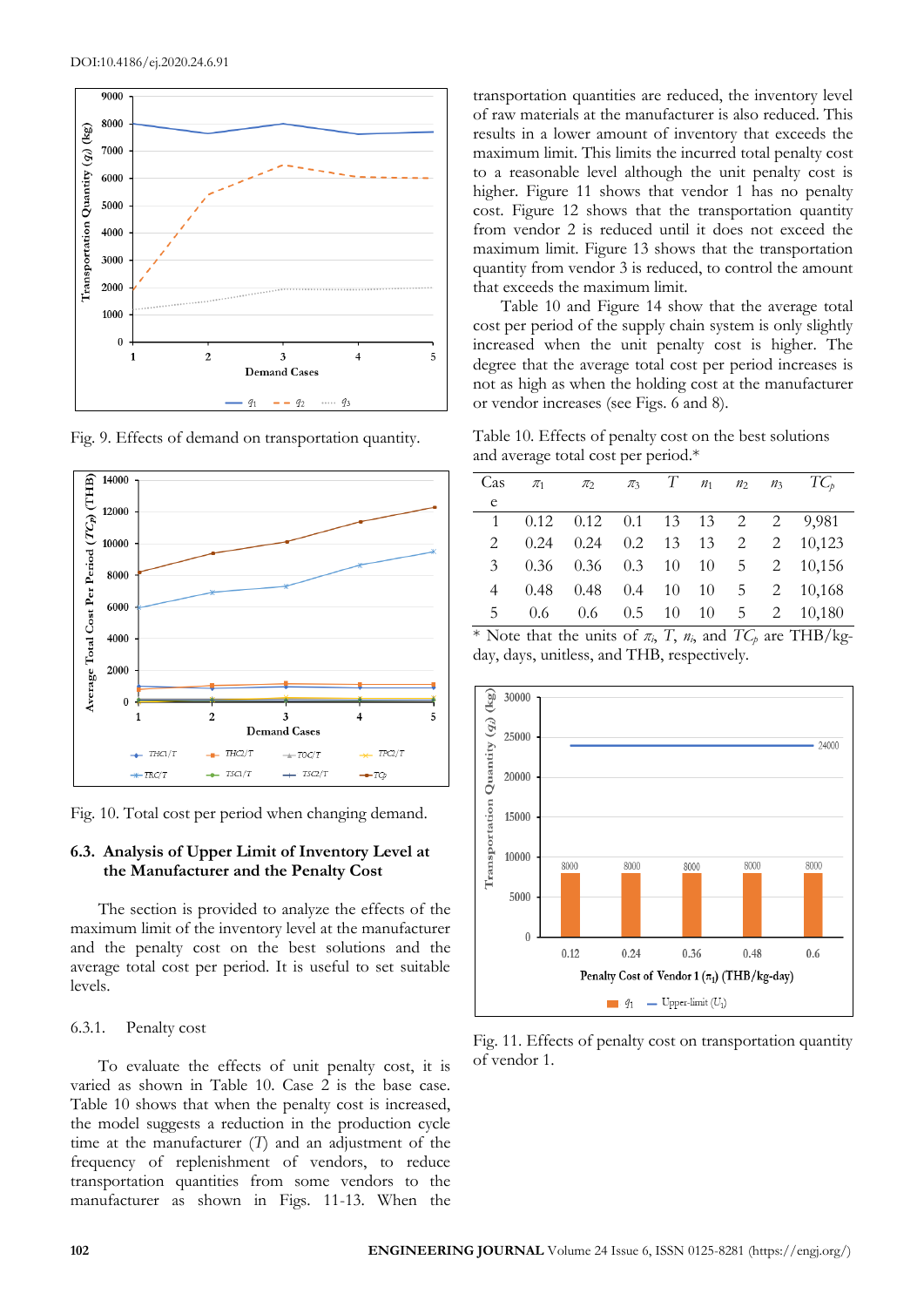Fig. 9. Effects of demand on transportation quantity.

Fig. 10. Total cost per period when changing demand.

### 6.3. Analysis of Upper Limit of Inventory Level at the Manufacturer and the Penalty Cost

The section is provided to analyze the effects of the maximum limit of the inventory level at the manufacturer and the penalty cost on the best solutions and the average total cost per period. It is useful to set suitable levels.

#### 6.3.1. Penalty cost

To evaluate the effects of unit penalty cost, it is varied as shown in Table 10. Case 2 is the base case. Table 10 shows that when the penalty cost is increased, the model suggests a reduction in the production cycle time at the manufacturer ($T$) and an adjustment of the frequency of replenishment of vendors, to reduce transportation quantities from some vendors to the manufacturer as shown in Figs. 11-13. When the transportation quantities are reduced, the inventory level of raw materials at the manufacturer is also reduced. This results in a lower amount of inventory that exceeds the maximum limit. This limits the incurred total penalty cost to a reasonable level although the unit penalty cost is higher. Figure 11 shows that vendor 1 has no penalty cost. Figure 12 shows that the transportation quantity from vendor 2 is reduced until it does not exceed the maximum limit. Figure 13 shows that the transportation quantity from vendor 3 is reduced, to control the amount that exceeds the maximum limit.

Table 10 and Figure 14 show that the average total cost per period of the supply chain system is only slightly increased when the unit penalty cost is higher. The degree that the average total cost per period increases is not as high as when the holding cost at the manufacturer or vendor increases (see Figs. 6 and 8).

Table 10. Effects of penalty cost on the best solutions and average total cost per period.*

| Case | $\pi_1$ | $\pi_2$ | $\pi_3$ | $T$ | $n_1$ | $n_2$ | $n_3$ | $TC_p$ |
|---|---|---|---|---|---|---|---|---|
| 1 | 0.12 | 0.12 | 0.1 | 13 | 13 | 2 | 2 | 9,981 |
| 2 | 0.24 | 0.24 | 0.2 | 13 | 13 | 2 | 2 | 10,123 |
| 3 | 0.36 | 0.36 | 0.3 | 10 | 10 | 5 | 2 | 10,156 |
| 4 | 0.48 | 0.48 | 0.4 | 10 | 10 | 5 | 2 | 10,168 |
| 5 | 0.6 | 0.6 | 0.5 | 10 | 10 | 5 | 2 | 10,180 |

\* Note that the units of $\pi_i$, $T$, $n_i$, and $TC_p$ are THB/kg-day, days, unitless, and THB, respectively.

Fig. 11. Effects of penalty cost on transportation quantity of vendor 1.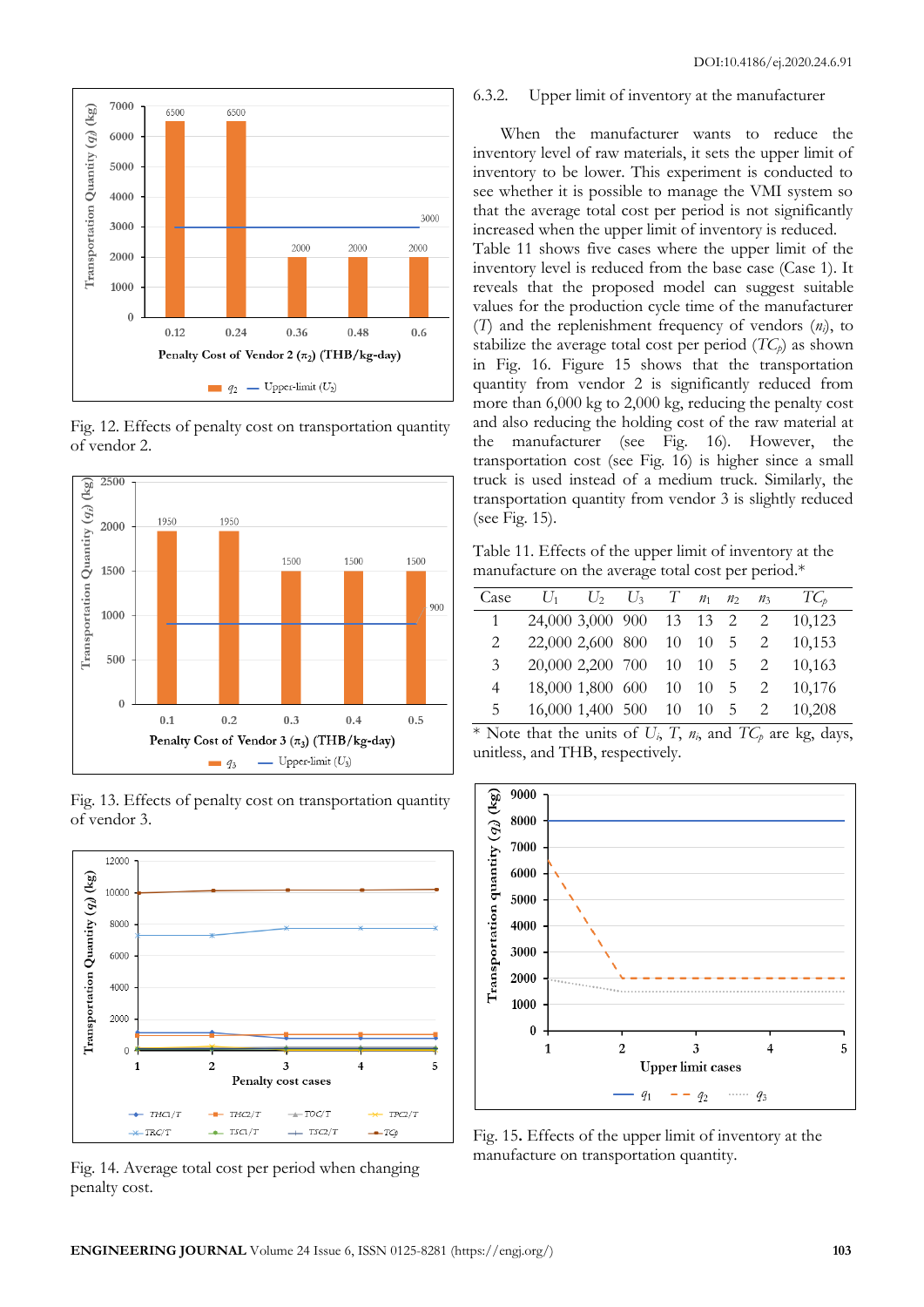Fig. 12. Effects of penalty cost on transportation quantity of vendor 2.

Fig. 13. Effects of penalty cost on transportation quantity of vendor 3.

Fig. 14. Average total cost per period when changing penalty cost.

### 6.3.2. Upper limit of inventory at the manufacturer

When the manufacturer wants to reduce the inventory level of raw materials, it sets the upper limit of inventory to be lower. This experiment is conducted to see whether it is possible to manage the VMI system so that the average total cost per period is not significantly increased when the upper limit of inventory is reduced. Table 11 shows five cases where the upper limit of the inventory level is reduced from the base case (Case 1). It reveals that the proposed model can suggest suitable values for the production cycle time of the manufacturer ($T$) and the replenishment frequency of vendors ($n_i$), to stabilize the average total cost per period ($TC_p$) as shown in Fig. 16. Figure 15 shows that the transportation quantity from vendor 2 is significantly reduced from more than 6,000 kg to 2,000 kg, reducing the penalty cost and also reducing the holding cost of the raw material at the manufacturer (see Fig. 16). However, the transportation cost (see Fig. 16) is higher since a small truck is used instead of a medium truck. Similarly, the transportation quantity from vendor 3 is slightly reduced (see Fig. 15).

Table 11. Effects of the upper limit of inventory at the manufacture on the average total cost per period.*

| Case | $U_1$ | $U_2$ | $U_3$ | $T$ | $n_1$ | $n_2$ | $n_3$ | $TC_p$ |
|---|---|---|---|---|---|---|---|---|
| 1 | 24,000 | 3,000 | 900 | 13 | 13 | 2 | 2 | 10,123 |
| 2 | 22,000 | 2,600 | 800 | 10 | 10 | 5 | 2 | 10,153 |
| 3 | 20,000 | 2,200 | 700 | 10 | 10 | 5 | 2 | 10,163 |
| 4 | 18,000 | 1,800 | 600 | 10 | 10 | 5 | 2 | 10,176 |
| 5 | 16,000 | 1,400 | 500 | 10 | 10 | 5 | 2 | 10,208 |

\* Note that the units of $U_i$, $T$, $n_i$, and $TC_p$ are kg, days, unitless, and THB, respectively.

Fig. 15. Effects of the upper limit of inventory at the manufacture on transportation quantity.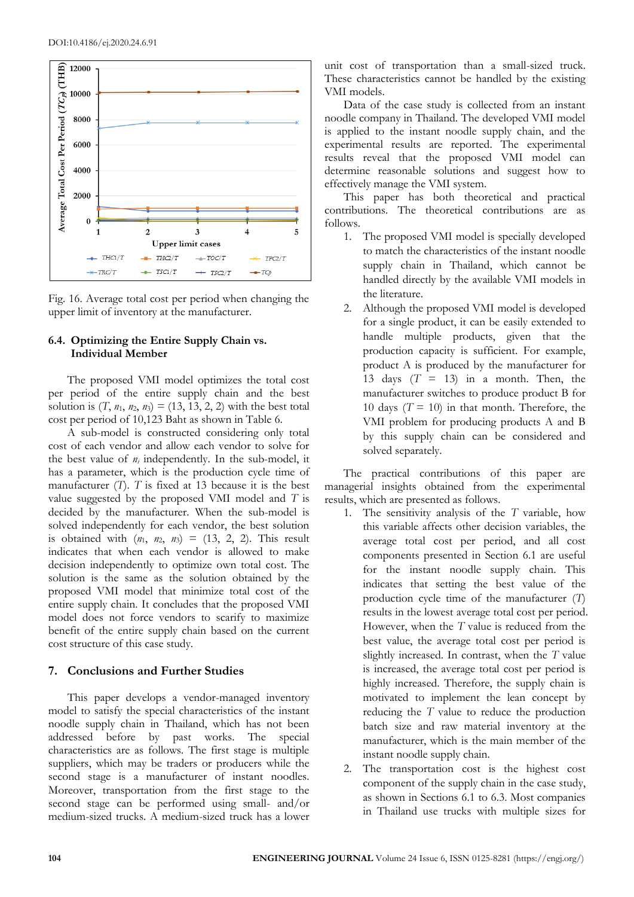Fig. 16. Average total cost per period when changing the upper limit of inventory at the manufacturer.

### 6.4. Optimizing the Entire Supply Chain vs. Individual Member

The proposed VMI model optimizes the total cost per period of the entire supply chain and the best solution is $(T, n_1, n_2, n_3) = (13, 13, 2, 2)$ with the best total cost per period of 10,123 Baht as shown in Table 6.

A sub-model is constructed considering only total cost of each vendor and allow each vendor to solve for the best value of $n_i$ independently. In the sub-model, it has a parameter, which is the production cycle time of manufacturer ($T$). $T$ is fixed at 13 because it is the best value suggested by the proposed VMI model and $T$ is decided by the manufacturer. When the sub-model is solved independently for each vendor, the best solution is obtained with $(n_1, n_2, n_3) = (13, 2, 2)$. This result indicates that when each vendor is allowed to make decision independently to optimize own total cost. The solution is the same as the solution obtained by the proposed VMI model that minimize total cost of the entire supply chain. It concludes that the proposed VMI model does not force vendors to scarify to maximize benefit of the entire supply chain based on the current cost structure of this case study.

## 7. Conclusions and Further Studies

This paper develops a vendor-managed inventory model to satisfy the special characteristics of the instant noodle supply chain in Thailand, which has not been addressed before by past works. The special characteristics are as follows. The first stage is multiple suppliers, which may be traders or producers while the second stage is a manufacturer of instant noodles. Moreover, transportation from the first stage to the second stage can be performed using small- and/or medium-sized trucks. A medium-sized truck has a lower unit cost of transportation than a small-sized truck. These characteristics cannot be handled by the existing VMI models.

Data of the case study is collected from an instant noodle company in Thailand. The developed VMI model is applied to the instant noodle supply chain, and the experimental results are reported. The experimental results reveal that the proposed VMI model can determine reasonable solutions and suggest how to effectively manage the VMI system.

This paper has both theoretical and practical contributions. The theoretical contributions are as follows:

1. The proposed VMI model is specially developed to match the characteristics of the instant noodle supply chain in Thailand, which cannot be handled directly by the available VMI models in the literature.
2. Although the proposed VMI model is developed for a single product, it can be easily extended to handle multiple products, given that the production capacity is sufficient. For example, product A is produced by the manufacturer for 13 days ($T$ = 13) in a month. Then, the manufacturer switches to produce product B for 10 days ($T$ = 10) in that month. Therefore, the VMI problem for producing products A and B by this supply chain can be considered and solved separately.

The practical contributions of this paper are managerial insights obtained from the experimental results, which are presented as follows.

1. The sensitivity analysis of the $T$ variable, how this variable affects other decision variables, the average total cost per period, and all cost components presented in Section 6.1 are useful for the instant noodle supply chain. This indicates that setting the best value of the production cycle time of the manufacturer ($T$) results in the lowest average total cost per period. However, when the $T$ value is reduced from the best value, the average total cost per period is slightly increased. In contrast, when the $T$ value is increased, the average total cost per period is highly increased. Therefore, the supply chain is motivated to implement the lean concept by reducing the $T$ value to reduce the production batch size and raw material inventory at the manufacturer, which is the main member of the instant noodle supply chain.
2. The transportation cost is the highest cost component of the supply chain in the case study, as shown in Sections 6.1 to 6.3. Most companies in Thailand use trucks with multiple sizes for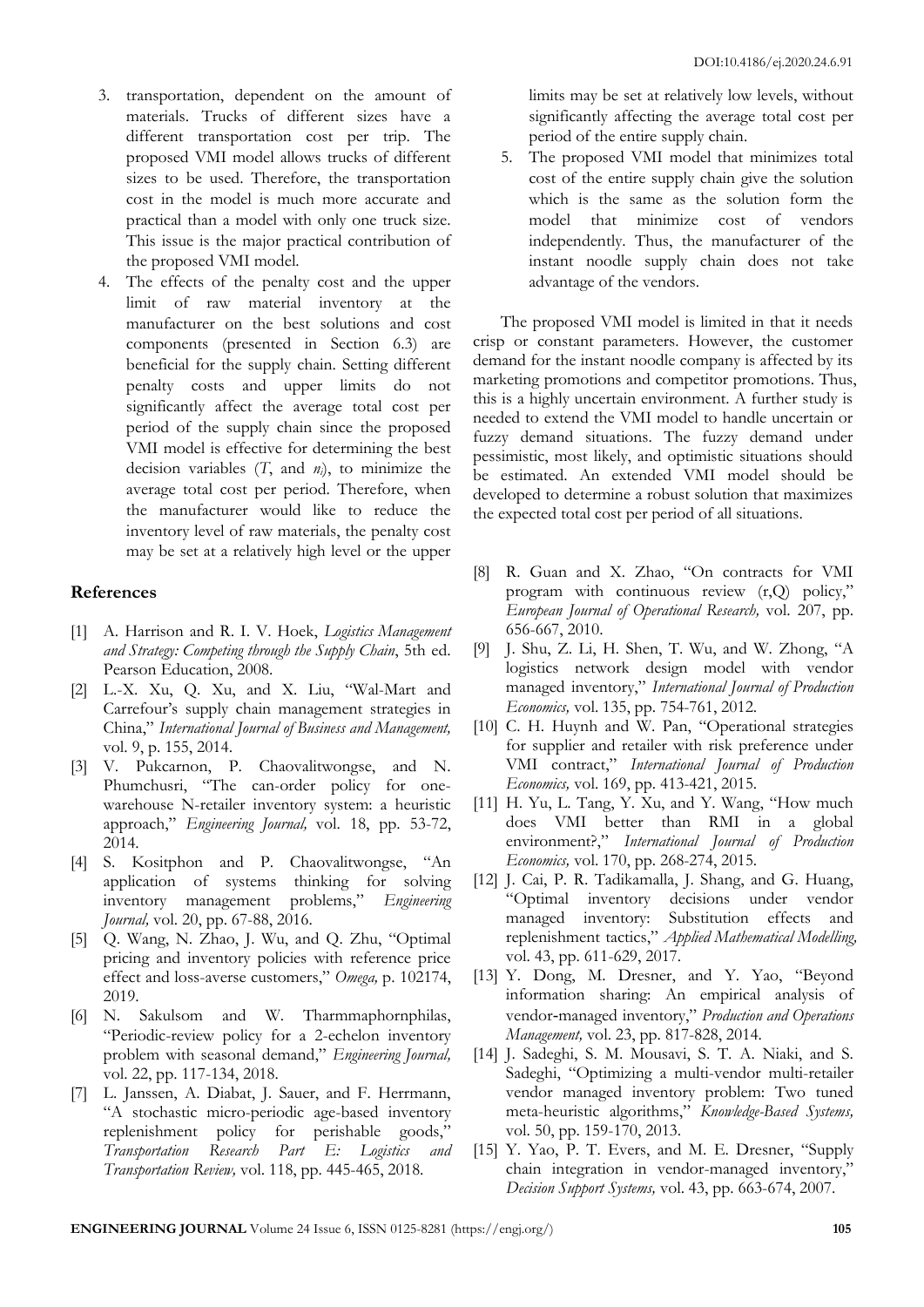3. transportation, dependent on the amount of materials. Trucks of different sizes have a different transportation cost per trip. The proposed VMI model allows trucks of different sizes to be used. Therefore, the transportation cost in the model is much more accurate and practical than a model with only one truck size. This issue is the major practical contribution of the proposed VMI model.
4. The effects of the penalty cost and the upper limit of raw material inventory at the manufacturer on the best solutions and cost components (presented in Section 6.3) are beneficial for the supply chain. Setting different penalty costs and upper limits do not significantly affect the average total cost per period of the supply chain since the proposed VMI model is effective for determining the best decision variables ($T$, and $n_i$), to minimize the average total cost per period. Therefore, when the manufacturer would like to reduce the inventory level of raw materials, the penalty cost may be set at a relatively high level or the upper limits may be set at relatively low levels, without significantly affecting the average total cost per period of the entire supply chain.
5. The proposed VMI model that minimizes total cost of the entire supply chain give the solution which is the same as the solution form the model that minimize cost of vendors independently. Thus, the manufacturer of the instant noodle supply chain does not take advantage of the vendors.

The proposed VMI model is limited in that it needs crisp or constant parameters. However, the customer demand for the instant noodle company is affected by its marketing promotions and competitor promotions. Thus, this is a highly uncertain environment. A further study is needed to extend the VMI model to handle uncertain or fuzzy demand situations. The fuzzy demand under pessimistic, most likely, and optimistic situations should be estimated. An extended VMI model should be developed to determine a robust solution that maximizes the expected total cost per period of all situations.

## References

[1] A. Harrison and R. I. V. Hoek, *Logistics Management and Strategy: Competing through the Supply Chain*, 5th ed. Pearson Education, 2008.

[2] L.-X. Xu, Q. Xu, and X. Liu, "Wal-Mart and Carrefour's supply chain management strategies in China," *International Journal of Business and Management,* vol. 9, p. 155, 2014.

[3] V. Pukcarnon, P. Chaovalitwongse, and N. Phumchusri, "The can-order policy for one-warehouse N-retailer inventory system: a heuristic approach," *Engineering Journal,* vol. 18, pp. 53-72, 2014.

[4] S. Kositphon and P. Chaovalitwongse, "An application of systems thinking for solving inventory management problems," *Engineering Journal,* vol. 20, pp. 67-88, 2016.

[5] Q. Wang, N. Zhao, J. Wu, and Q. Zhu, "Optimal pricing and inventory policies with reference price effect and loss-averse customers," *Omega,* p. 102174, 2019.

[6] N. Sakulsom and W. Tharmmaphornphilas, "Periodic-review policy for a 2-echelon inventory problem with seasonal demand," *Engineering Journal,* vol. 22, pp. 117-134, 2018.

[7] L. Janssen, A. Diabat, J. Sauer, and F. Herrmann, "A stochastic micro-periodic age-based inventory replenishment policy for perishable goods," *Transportation Research Part E: Logistics and Transportation Review,* vol. 118, pp. 445-465, 2018.

[8] R. Guan and X. Zhao, "On contracts for VMI program with continuous review (r,Q) policy," *European Journal of Operational Research,* vol. 207, pp. 656-667, 2010.

[9] J. Shu, Z. Li, H. Shen, T. Wu, and W. Zhong, "A logistics network design model with vendor managed inventory," *International Journal of Production Economics,* vol. 135, pp. 754-761, 2012.

[10] C. H. Huynh and W. Pan, "Operational strategies for supplier and retailer with risk preference under VMI contract," *International Journal of Production Economics,* vol. 169, pp. 413-421, 2015.

[11] H. Yu, L. Tang, Y. Xu, and Y. Wang, "How much does VMI better than RMI in a global environment?," *International Journal of Production Economics,* vol. 170, pp. 268-274, 2015.

[12] J. Cai, P. R. Tadikamalla, J. Shang, and G. Huang, "Optimal inventory decisions under vendor managed inventory: Substitution effects and replenishment tactics," *Applied Mathematical Modelling,* vol. 43, pp. 611-629, 2017.

[13] Y. Dong, M. Dresner, and Y. Yao, "Beyond information sharing: An empirical analysis of vendor-managed inventory," *Production and Operations Management,* vol. 23, pp. 817-828, 2014.

[14] J. Sadeghi, S. M. Mousavi, S. T. A. Niaki, and S. Sadeghi, "Optimizing a multi-vendor multi-retailer vendor managed inventory problem: Two tuned meta-heuristic algorithms," *Knowledge-Based Systems,* vol. 50, pp. 159-170, 2013.

[15] Y. Yao, P. T. Evers, and M. E. Dresner, "Supply chain integration in vendor-managed inventory," *Decision Support Systems,* vol. 43, pp. 663-674, 2007.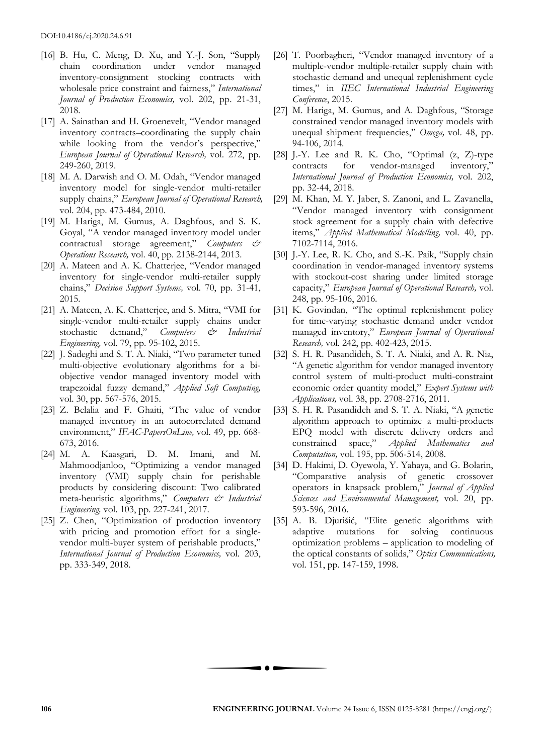[16] B. Hu, C. Meng, D. Xu, and Y.-J. Son, "Supply chain coordination under vendor managed inventory-consignment stocking contracts with wholesale price constraint and fairness," *International Journal of Production Economics,* vol. 202, pp. 21-31, 2018.

[17] A. Sainathan and H. Groenevelt, "Vendor managed inventory contracts–coordinating the supply chain while looking from the vendor's perspective," *European Journal of Operational Research,* vol. 272, pp. 249-260, 2019.

[18] M. A. Darwish and O. M. Odah, "Vendor managed inventory model for single-vendor multi-retailer supply chains," *European Journal of Operational Research,* vol. 204, pp. 473-484, 2010.

[19] M. Hariga, M. Gumus, A. Daghfous, and S. K. Goyal, "A vendor managed inventory model under contractual storage agreement," *Computers & Operations Research,* vol. 40, pp. 2138-2144, 2013.

[20] A. Mateen and A. K. Chatterjee, "Vendor managed inventory for single-vendor multi-retailer supply chains," *Decision Support Systems,* vol. 70, pp. 31-41, 2015.

[21] A. Mateen, A. K. Chatterjee, and S. Mitra, "VMI for single-vendor multi-retailer supply chains under stochastic demand," *Computers & Industrial Engineering,* vol. 79, pp. 95-102, 2015.

[22] J. Sadeghi and S. T. A. Niaki, "Two parameter tuned multi-objective evolutionary algorithms for a bi-objective vendor managed inventory model with trapezoidal fuzzy demand," *Applied Soft Computing,* vol. 30, pp. 567-576, 2015.

[23] Z. Belalia and F. Ghaiti, "The value of vendor managed inventory in an autocorrelated demand environment," *IFAC-PapersOnLine,* vol. 49, pp. 668-673, 2016.

[24] M. A. Kaasgari, D. M. Imani, and M. Mahmoodjanloo, "Optimizing a vendor managed inventory (VMI) supply chain for perishable products by considering discount: Two calibrated meta-heuristic algorithms," *Computers & Industrial Engineering,* vol. 103, pp. 227-241, 2017.

[25] Z. Chen, "Optimization of production inventory with pricing and promotion effort for a single-vendor multi-buyer system of perishable products," *International Journal of Production Economics,* vol. 203, pp. 333-349, 2018.

[26] T. Poorbagheri, "Vendor managed inventory of a multiple-vendor multiple-retailer supply chain with stochastic demand and unequal replenishment cycle times," in *IIEC International Industrial Engineering Conference*, 2015.

[27] M. Hariga, M. Gumus, and A. Daghfous, "Storage constrained vendor managed inventory models with unequal shipment frequencies," *Omega,* vol. 48, pp. 94-106, 2014.

[28] J.-Y. Lee and R. K. Cho, "Optimal (z, Z)-type contracts for vendor-managed inventory," *International Journal of Production Economics,* vol. 202, pp. 32-44, 2018.

[29] M. Khan, M. Y. Jaber, S. Zanoni, and L. Zavanella, "Vendor managed inventory with consignment stock agreement for a supply chain with defective items," *Applied Mathematical Modelling,* vol. 40, pp. 7102-7114, 2016.

[30] J.-Y. Lee, R. K. Cho, and S.-K. Paik, "Supply chain coordination in vendor-managed inventory systems with stockout-cost sharing under limited storage capacity," *European Journal of Operational Research,* vol. 248, pp. 95-106, 2016.

[31] K. Govindan, "The optimal replenishment policy for time-varying stochastic demand under vendor managed inventory," *European Journal of Operational Research,* vol. 242, pp. 402-423, 2015.

[32] S. H. R. Pasandideh, S. T. A. Niaki, and A. R. Nia, "A genetic algorithm for vendor managed inventory control system of multi-product multi-constraint economic order quantity model," *Expert Systems with Applications,* vol. 38, pp. 2708-2716, 2011.

[33] S. H. R. Pasandideh and S. T. A. Niaki, "A genetic algorithm approach to optimize a multi-products EPQ model with discrete delivery orders and constrained space," *Applied Mathematics and Computation,* vol. 195, pp. 506-514, 2008.

[34] D. Hakimi, D. Oyewola, Y. Yahaya, and G. Bolarin, "Comparative analysis of genetic crossover operators in knapsack problem," *Journal of Applied Sciences and Environmental Management,* vol. 20, pp. 593-596, 2016.

[35] A. B. Djurišić, "Elite genetic algorithms with adaptive mutations for solving continuous optimization problems – application to modeling of the optical constants of solids," *Optics Communications,* vol. 151, pp. 147-159, 1998.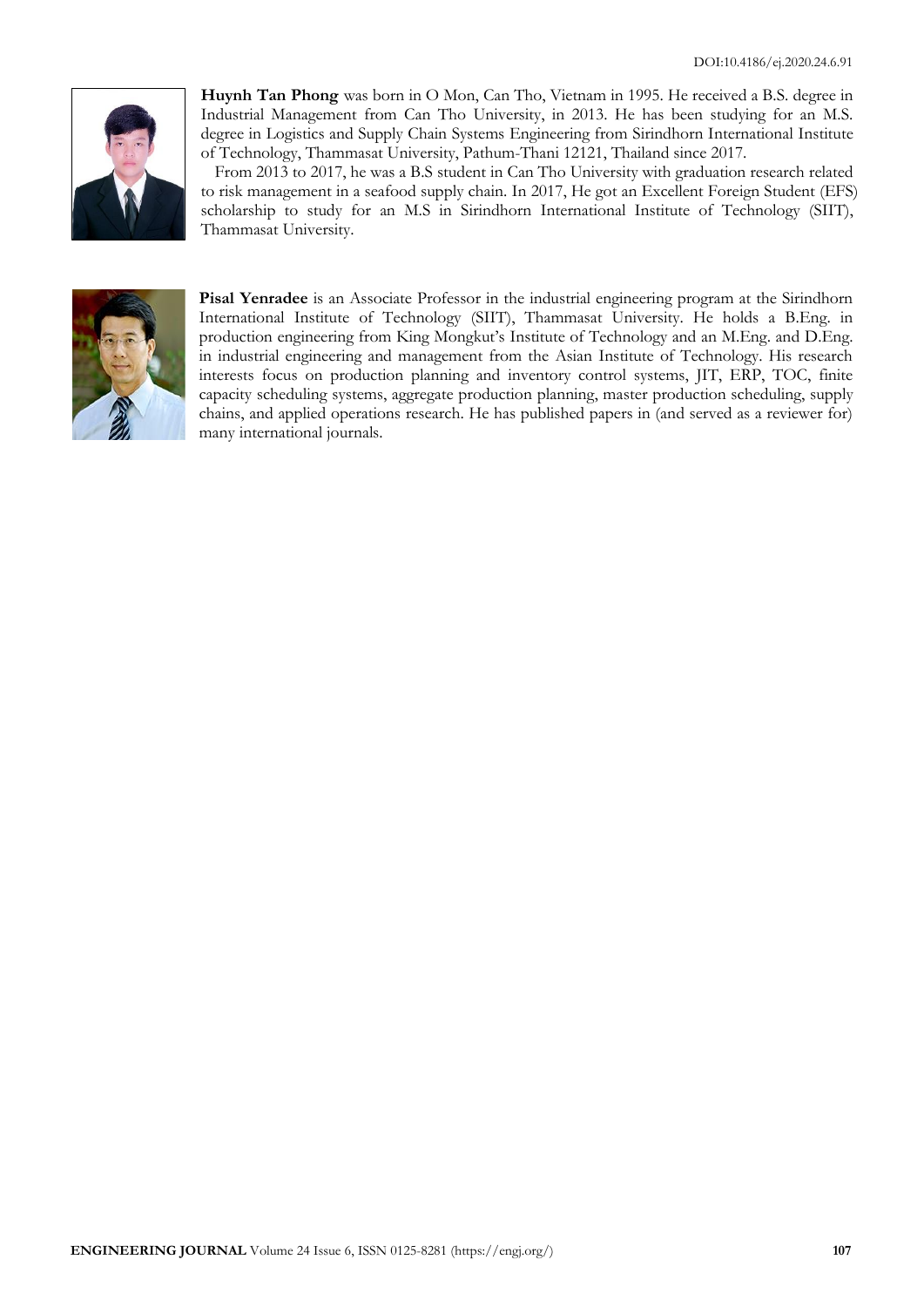**Huynh Tan Phong** was born in O Mon, Can Tho, Vietnam in 1995. He received a B.S. degree in Industrial Management from Can Tho University, in 2013. He has been studying for an M.S. degree in Logistics and Supply Chain Systems Engineering from Sirindhorn International Institute of Technology, Thammasat University, Pathum-Thani 12121, Thailand since 2017.

From 2013 to 2017, he was a B.S student in Can Tho University with graduation research related to risk management in a seafood supply chain. In 2017, He got an Excellent Foreign Student (EFS) scholarship to study for an M.S in Sirindhorn International Institute of Technology (SIIT), Thammasat University.

**Pisal Yenradee** is an Associate Professor in the industrial engineering program at the Sirindhorn International Institute of Technology (SIIT), Thammasat University. He holds a B.Eng. in production engineering from King Mongkut's Institute of Technology and an M.Eng. and D.Eng. in industrial engineering and management from the Asian Institute of Technology. His research interests focus on production planning and inventory control systems, JIT, ERP, TOC, finite capacity scheduling systems, aggregate production planning, master production scheduling, supply chains, and applied operations research. He has published papers in (and served as a reviewer for) many international journals.